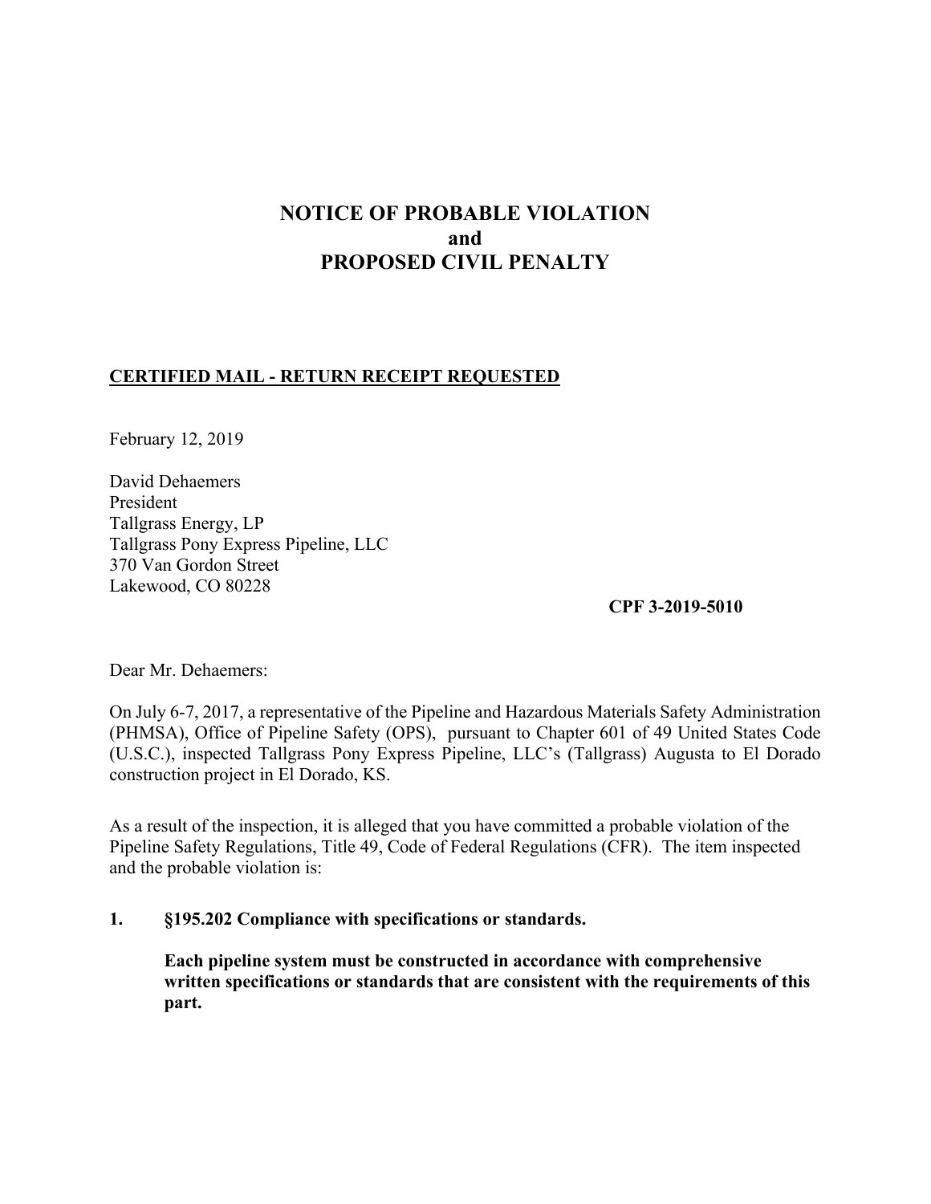# NOTICE OF PROBABLE VIOLATION
# and
# PROPOSED CIVIL PENALTY

**CERTIFIED MAIL - RETURN RECEIPT REQUESTED**

February 12, 2019

David Dehaemers
President
Tallgrass Energy, LP
Tallgrass Pony Express Pipeline, LLC
370 Van Gordon Street
Lakewood, CO 80228

**CPF 3-2019-5010**

Dear Mr. Dehaemers:

On July 6-7, 2017, a representative of the Pipeline and Hazardous Materials Safety Administration (PHMSA), Office of Pipeline Safety (OPS), pursuant to Chapter 601 of 49 United States Code (U.S.C.), inspected Tallgrass Pony Express Pipeline, LLC's (Tallgrass) Augusta to El Dorado construction project in El Dorado, KS.

As a result of the inspection, it is alleged that you have committed a probable violation of the Pipeline Safety Regulations, Title 49, Code of Federal Regulations (CFR). The item inspected and the probable violation is:

**1. §195.202 Compliance with specifications or standards.**

**Each pipeline system must be constructed in accordance with comprehensive written specifications or standards that are consistent with the requirements of this part.**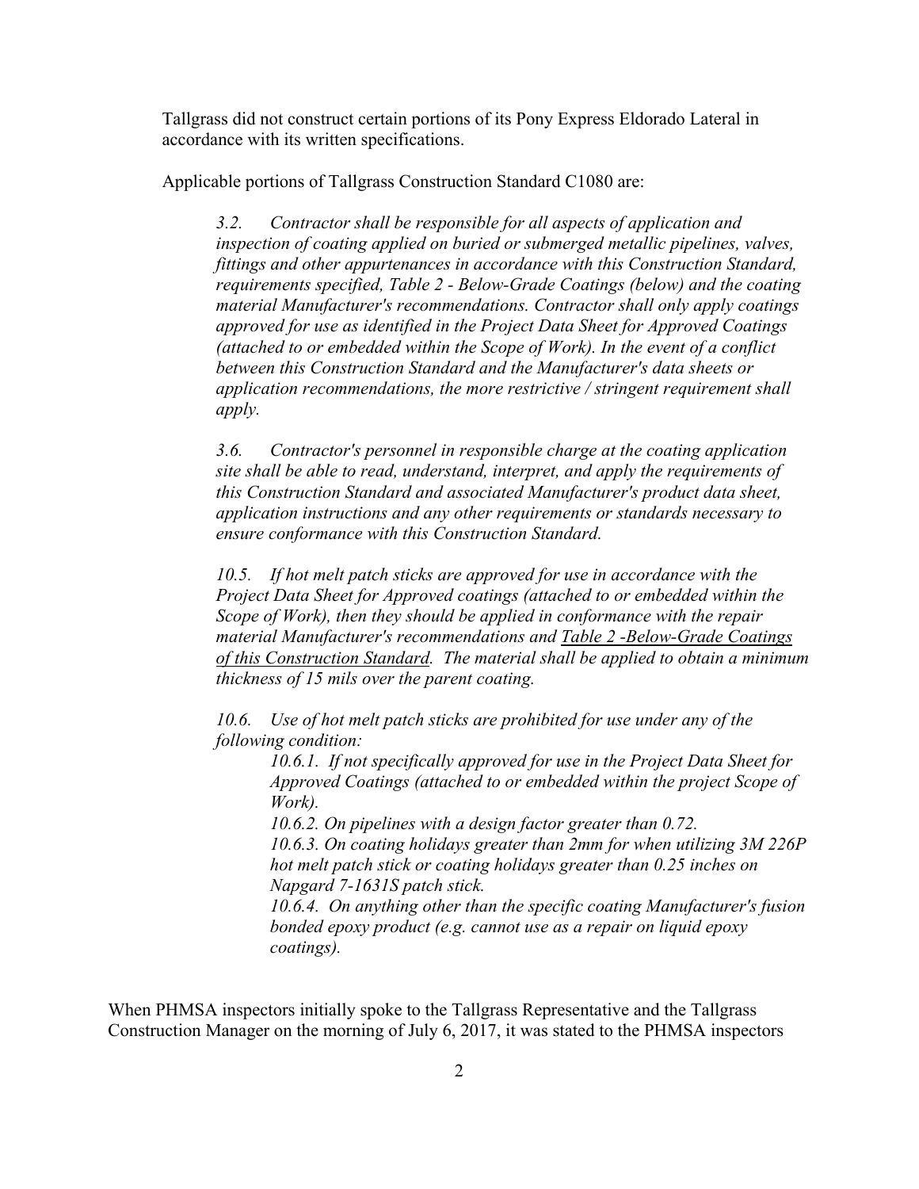Tallgrass did not construct certain portions of its Pony Express Eldorado Lateral in accordance with its written specifications.

Applicable portions of Tallgrass Construction Standard C1080 are:

> *3.2. Contractor shall be responsible for all aspects of application and inspection of coating applied on buried or submerged metallic pipelines, valves, fittings and other appurtenances in accordance with this Construction Standard, requirements specified, Table 2 - Below-Grade Coatings (below) and the coating material Manufacturer's recommendations. Contractor shall only apply coatings approved for use as identified in the Project Data Sheet for Approved Coatings (attached to or embedded within the Scope of Work). In the event of a conflict between this Construction Standard and the Manufacturer's data sheets or application recommendations, the more restrictive / stringent requirement shall apply.*
>
> *3.6. Contractor's personnel in responsible charge at the coating application site shall be able to read, understand, interpret, and apply the requirements of this Construction Standard and associated Manufacturer's product data sheet, application instructions and any other requirements or standards necessary to ensure conformance with this Construction Standard.*
>
> *10.5. If hot melt patch sticks are approved for use in accordance with the Project Data Sheet for Approved coatings (attached to or embedded within the Scope of Work), then they should be applied in conformance with the repair material Manufacturer's recommendations and <u>Table 2 -Below-Grade Coatings of this Construction Standard</u>. The material shall be applied to obtain a minimum thickness of 15 mils over the parent coating.*
>
> *10.6. Use of hot melt patch sticks are prohibited for use under any of the following condition:*
>
> > *10.6.1. If not specifically approved for use in the Project Data Sheet for Approved Coatings (attached to or embedded within the project Scope of Work).*
> >
> > *10.6.2. On pipelines with a design factor greater than 0.72.*
> >
> > *10.6.3. On coating holidays greater than 2mm for when utilizing 3M 226P hot melt patch stick or coating holidays greater than 0.25 inches on Napgard 7-1631S patch stick.*
> >
> > *10.6.4. On anything other than the specific coating Manufacturer's fusion bonded epoxy product (e.g. cannot use as a repair on liquid epoxy coatings).*

When PHMSA inspectors initially spoke to the Tallgrass Representative and the Tallgrass Construction Manager on the morning of July 6, 2017, it was stated to the PHMSA inspectors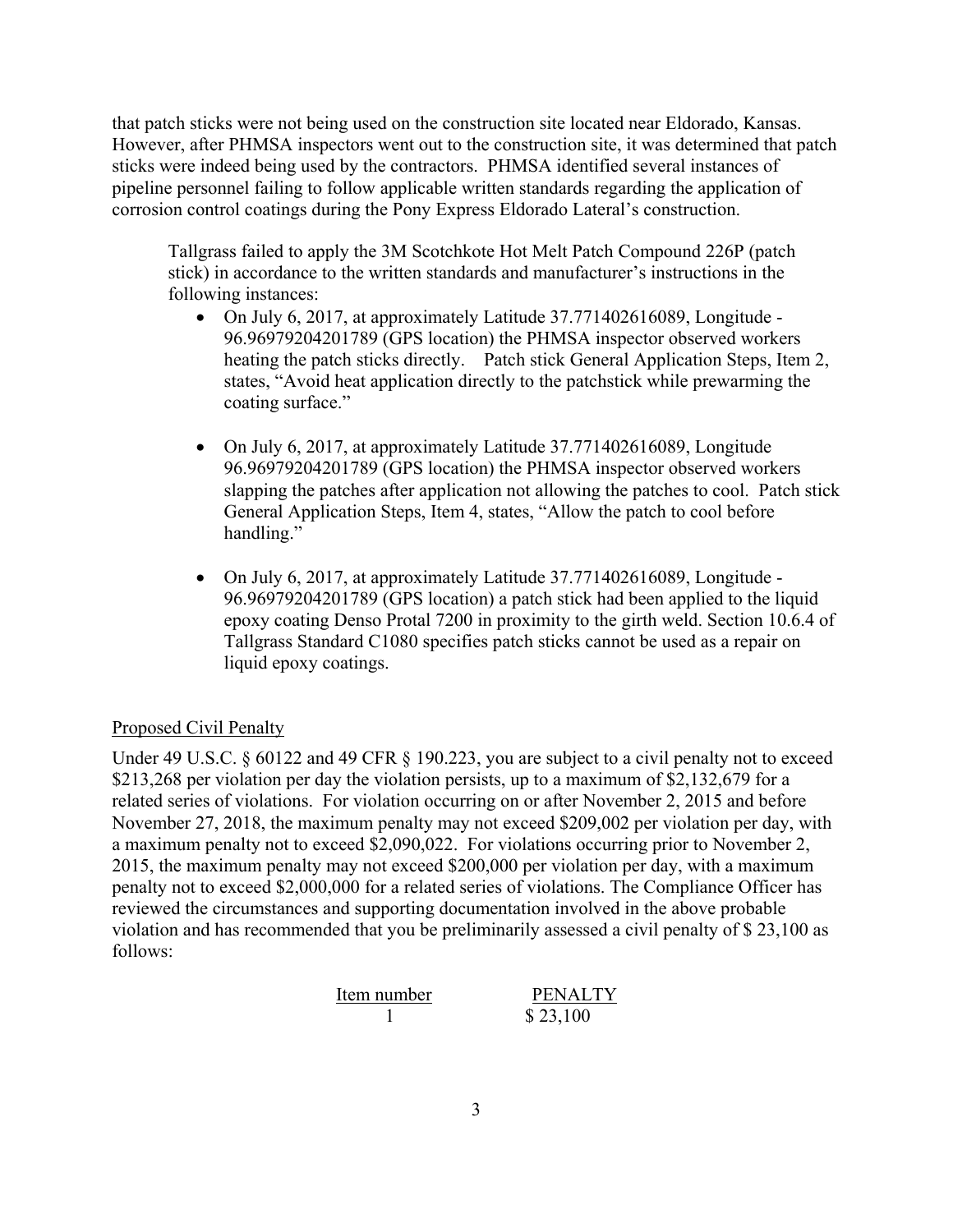that patch sticks were not being used on the construction site located near Eldorado, Kansas. However, after PHMSA inspectors went out to the construction site, it was determined that patch sticks were indeed being used by the contractors. PHMSA identified several instances of pipeline personnel failing to follow applicable written standards regarding the application of corrosion control coatings during the Pony Express Eldorado Lateral's construction.

> Tallgrass failed to apply the 3M Scotchkote Hot Melt Patch Compound 226P (patch stick) in accordance to the written standards and manufacturer's instructions in the following instances:
>
> - On July 6, 2017, at approximately Latitude 37.771402616089, Longitude -96.96979204201789 (GPS location) the PHMSA inspector observed workers heating the patch sticks directly. Patch stick General Application Steps, Item 2, states, "Avoid heat application directly to the patchstick while prewarming the coating surface."
>
> - On July 6, 2017, at approximately Latitude 37.771402616089, Longitude 96.96979204201789 (GPS location) the PHMSA inspector observed workers slapping the patches after application not allowing the patches to cool. Patch stick General Application Steps, Item 4, states, "Allow the patch to cool before handling."
>
> - On July 6, 2017, at approximately Latitude 37.771402616089, Longitude -96.96979204201789 (GPS location) a patch stick had been applied to the liquid epoxy coating Denso Protal 7200 in proximity to the girth weld. Section 10.6.4 of Tallgrass Standard C1080 specifies patch sticks cannot be used as a repair on liquid epoxy coatings.

Proposed Civil Penalty

Under 49 U.S.C. § 60122 and 49 CFR § 190.223, you are subject to a civil penalty not to exceed $213,268 per violation per day the violation persists, up to a maximum of $2,132,679 for a related series of violations. For violation occurring on or after November 2, 2015 and before November 27, 2018, the maximum penalty may not exceed $209,002 per violation per day, with a maximum penalty not to exceed $2,090,022. For violations occurring prior to November 2, 2015, the maximum penalty may not exceed $200,000 per violation per day, with a maximum penalty not to exceed $2,000,000 for a related series of violations. The Compliance Officer has reviewed the circumstances and supporting documentation involved in the above probable violation and has recommended that you be preliminarily assessed a civil penalty of $ 23,100 as follows:

| Item number | PENALTY |
| --- | --- |
| 1 | $ 23,100 |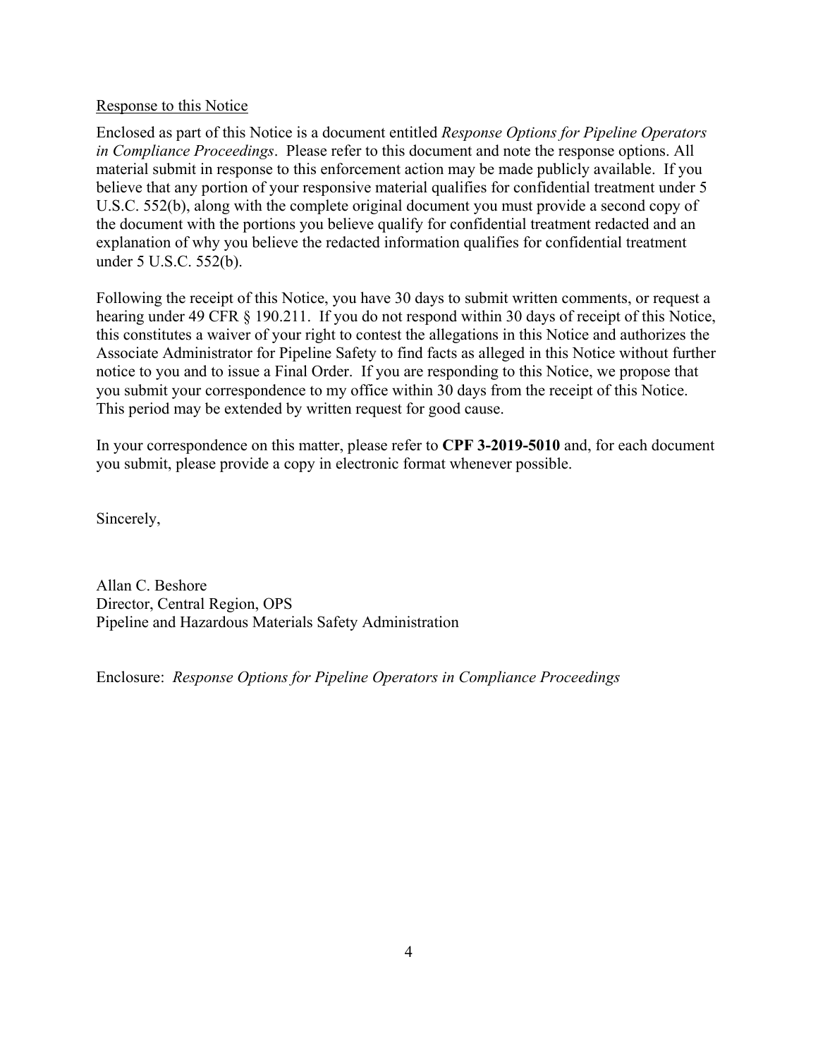Response to this Notice

Enclosed as part of this Notice is a document entitled *Response Options for Pipeline Operators in Compliance Proceedings*. Please refer to this document and note the response options. All material submit in response to this enforcement action may be made publicly available. If you believe that any portion of your responsive material qualifies for confidential treatment under 5 U.S.C. 552(b), along with the complete original document you must provide a second copy of the document with the portions you believe qualify for confidential treatment redacted and an explanation of why you believe the redacted information qualifies for confidential treatment under 5 U.S.C. 552(b).

Following the receipt of this Notice, you have 30 days to submit written comments, or request a hearing under 49 CFR § 190.211. If you do not respond within 30 days of receipt of this Notice, this constitutes a waiver of your right to contest the allegations in this Notice and authorizes the Associate Administrator for Pipeline Safety to find facts as alleged in this Notice without further notice to you and to issue a Final Order. If you are responding to this Notice, we propose that you submit your correspondence to my office within 30 days from the receipt of this Notice. This period may be extended by written request for good cause.

In your correspondence on this matter, please refer to **CPF 3-2019-5010** and, for each document you submit, please provide a copy in electronic format whenever possible.

Sincerely,

Allan C. Beshore
Director, Central Region, OPS
Pipeline and Hazardous Materials Safety Administration

Enclosure: *Response Options for Pipeline Operators in Compliance Proceedings*